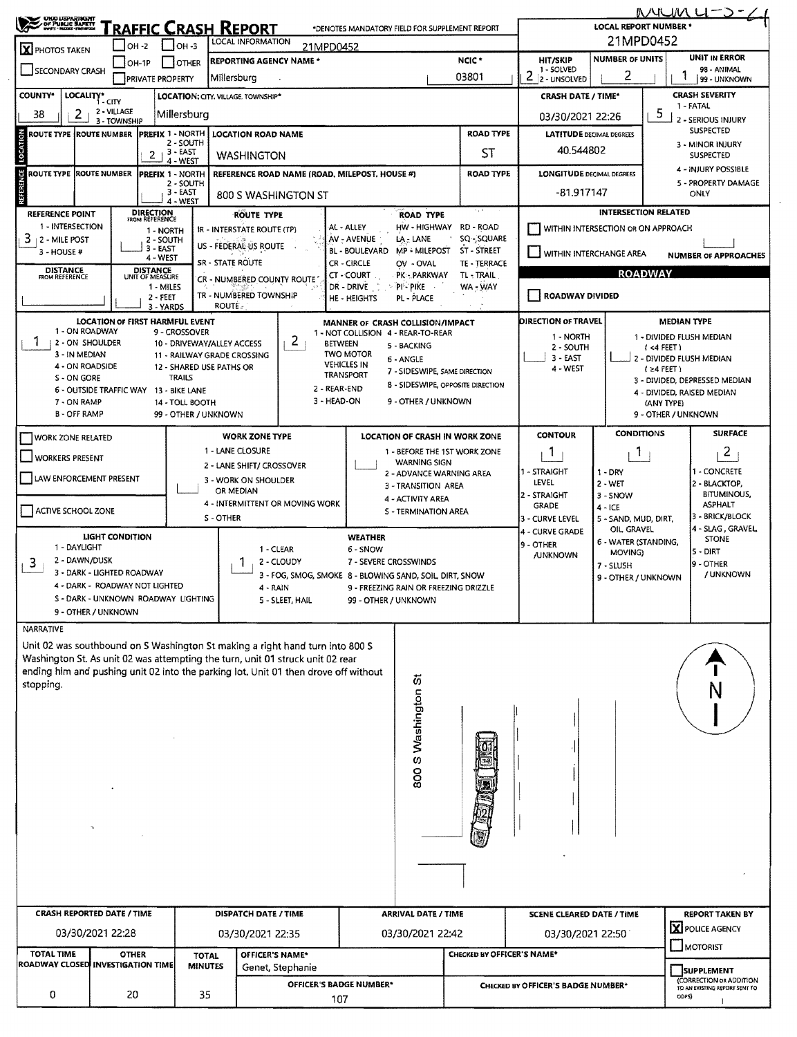MMM4-5-64

# TRAFFIC CRASH REPORT

OHIO DEPARTMENT OF PUBLIC SAFETY

*DENOTES MANDATORY FIELD FOR SUPPLEMENT REPORT

| Field | Value |
|---|---|
| LOCAL REPORT NUMBER * | 21MPD0452 |
| PHOTOS TAKEN | X |
| LOCAL INFORMATION | 21MPD0452 |
| REPORTING AGENCY NAME * | Millersburg |
| NCIC * | 03801 |
| HIT/SKIP (1 - SOLVED, 2 - UNSOLVED) | 2 |
| NUMBER OF UNITS | 2 |
| UNIT IN ERROR (98 - ANIMAL, 99 - UNKNOWN) | 1 |
| COUNTY* | 38 |
| LOCALITY* (1 - CITY, 2 - VILLAGE, 3 - TOWNSHIP) | 2 |
| LOCATION: CITY, VILLAGE, TOWNSHIP* | Millersburg |
| CRASH DATE / TIME* | 03/30/2021 22:26 |
| CRASH SEVERITY (1 - FATAL, 2 - SERIOUS INJURY SUSPECTED, 3 - MINOR INJURY SUSPECTED, 4 - INJURY POSSIBLE, 5 - PROPERTY DAMAGE ONLY) | 5 |

## LOCATION

| ROUTE TYPE | ROUTE NUMBER | PREFIX (1 - NORTH, 2 - SOUTH, 3 - EAST, 4 - WEST) | LOCATION ROAD NAME | ROAD TYPE | LATITUDE DECIMAL DEGREES |
|---|---|---|---|---|---|
| | | 2 | WASHINGTON | ST | 40.544802 |

## REFERENCE

| ROUTE TYPE | ROUTE NUMBER | PREFIX | REFERENCE ROAD NAME (ROAD, MILEPOST, HOUSE #) | ROAD TYPE | LONGITUDE DECIMAL DEGREES |
|---|---|---|---|---|---|
| | | | 800 S WASHINGTON ST | | -81.917147 |

| Field | Value |
|---|---|
| REFERENCE POINT (1 - INTERSECTION, 2 - MILE POST, 3 - HOUSE #) | 3 |
| DIRECTION FROM REFERENCE | |
| DISTANCE FROM REFERENCE | |
| DISTANCE UNIT OF MEASURE | |

ROUTE TYPE: IR - INTERSTATE ROUTE (TP), US - FEDERAL US ROUTE, SR - STATE ROUTE, CR - NUMBERED COUNTY ROUTE, TR - NUMBERED TOWNSHIP ROUTE

ROAD TYPE: AL - ALLEY, AV - AVENUE, BL - BOULEVARD, CR - CIRCLE, CT - COURT, DR - DRIVE, HE - HEIGHTS, HW - HIGHWAY, LA - LANE, MP - MILEPOST, OV - OVAL, PK - PARKWAY, PI - PIKE, PL - PLACE, RD - ROAD, SQ - SQUARE, ST - STREET, TE - TERRACE, TL - TRAIL, WA - WAY

INTERSECTION RELATED: WITHIN INTERSECTION OR ON APPROACH ☐; WITHIN INTERCHANGE AREA ☐; NUMBER OF APPROACHES:

ROADWAY: ROADWAY DIVIDED ☐

| Field | Value |
|---|---|
| LOCATION OF FIRST HARMFUL EVENT | 1 - ON ROADWAY |
| MANNER OF CRASH COLLISION/IMPACT | 2 - REAR-END |
| DIRECTION OF TRAVEL | |
| MEDIAN TYPE | |

LOCATION OF FIRST HARMFUL EVENT: 1 - ON ROADWAY, 2 - ON SHOULDER, 3 - IN MEDIAN, 4 - ON ROADSIDE, 5 - ON GORE, 6 - OUTSIDE TRAFFIC WAY, 7 - ON RAMP, 8 - OFF RAMP, 9 - CROSSOVER, 10 - DRIVEWAY/ALLEY ACCESS, 11 - RAILWAY GRADE CROSSING, 12 - SHARED USE PATHS OR TRAILS, 13 - BIKE LANE, 14 - TOLL BOOTH, 99 - OTHER / UNKNOWN

MANNER OF CRASH COLLISION/IMPACT: 1 - NOT COLLISION BETWEEN TWO MOTOR VEHICLES IN TRANSPORT, 2 - REAR-END, 3 - HEAD-ON, 4 - REAR-TO-REAR, 5 - BACKING, 6 - ANGLE, 7 - SIDESWIPE, SAME DIRECTION, 8 - SIDESWIPE, OPPOSITE DIRECTION, 9 - OTHER / UNKNOWN

DIRECTION OF TRAVEL: 1 - NORTH, 2 - SOUTH, 3 - EAST, 4 - WEST

MEDIAN TYPE: 1 - DIVIDED FLUSH MEDIAN (<4 FEET), 2 - DIVIDED FLUSH MEDIAN (≥4 FEET), 3 - DIVIDED, DEPRESSED MEDIAN, 4 - DIVIDED, RAISED MEDIAN (ANY TYPE), 9 - OTHER / UNKNOWN

WORK ZONE RELATED ☐; WORKERS PRESENT ☐; LAW ENFORCEMENT PRESENT ☐; ACTIVE SCHOOL ZONE ☐

WORK ZONE TYPE: 1 - LANE CLOSURE, 2 - LANE SHIFT/ CROSSOVER, 3 - WORK ON SHOULDER OR MEDIAN, 4 - INTERMITTENT OR MOVING WORK, 5 - OTHER

LOCATION OF CRASH IN WORK ZONE: 1 - BEFORE THE 1ST WORK ZONE WARNING SIGN, 2 - ADVANCE WARNING AREA, 3 - TRANSITION AREA, 4 - ACTIVITY AREA, 5 - TERMINATION AREA

| CONTOUR | CONDITIONS | SURFACE |
|---|---|---|
| 1 | 1 | 2 |

CONTOUR: 1 - STRAIGHT LEVEL, 2 - STRAIGHT GRADE, 3 - CURVE LEVEL, 4 - CURVE GRADE, 9 - OTHER /UNKNOWN

CONDITIONS: 1 - DRY, 2 - WET, 3 - SNOW, 4 - ICE, 5 - SAND, MUD, DIRT, OIL, GRAVEL, 6 - WATER (STANDING, MOVING), 7 - SLUSH, 9 - OTHER / UNKNOWN

SURFACE: 1 - CONCRETE, 2 - BLACKTOP, BITUMINOUS, ASPHALT, 3 - BRICK/BLOCK, 4 - SLAG, GRAVEL, STONE, 5 - DIRT, 9 - OTHER / UNKNOWN

| LIGHT CONDITION | WEATHER |
|---|---|
| 3 | 1 |

LIGHT CONDITION: 1 - DAYLIGHT, 2 - DAWN/DUSK, 3 - DARK - LIGHTED ROADWAY, 4 - DARK - ROADWAY NOT LIGHTED, 5 - DARK - UNKNOWN ROADWAY LIGHTING, 9 - OTHER / UNKNOWN

WEATHER: 1 - CLEAR, 2 - CLOUDY, 3 - FOG, SMOG, SMOKE, 4 - RAIN, 5 - SLEET, HAIL, 6 - SNOW, 7 - SEVERE CROSSWINDS, 8 - BLOWING SAND, SOIL, DIRT, SNOW, 9 - FREEZING RAIN OR FREEZING DRIZZLE, 99 - OTHER / UNKNOWN

## NARRATIVE

Unit 02 was southbound on S Washington St making a right hand turn into 800 S Washington St. As unit 02 was attempting the turn, unit 01 struck unit 02 rear ending him and pushing unit 02 into the parking lot. Unit 01 then drove off without stopping.

800 S Washington St

N

| CRASH REPORTED DATE / TIME | DISPATCH DATE / TIME | ARRIVAL DATE / TIME | SCENE CLEARED DATE / TIME | REPORT TAKEN BY |
|---|---|---|---|---|
| 03/30/2021 22:28 | 03/30/2021 22:35 | 03/30/2021 22:42 | 03/30/2021 22:50 | X POLICE AGENCY ☐ MOTORIST |

| TOTAL TIME ROADWAY CLOSED | OTHER INVESTIGATION TIME | TOTAL MINUTES | OFFICER'S NAME* | OFFICER'S BADGE NUMBER* | CHECKED BY OFFICER'S NAME* | CHECKED BY OFFICER'S BADGE NUMBER* | SUPPLEMENT (CORRECTION OR ADDITION TO AN EXISTING REPORT SENT TO ODPS) |
|---|---|---|---|---|---|---|---|
| 0 | 20 | 35 | Genet, Stephanie | 107 | | | ☐ |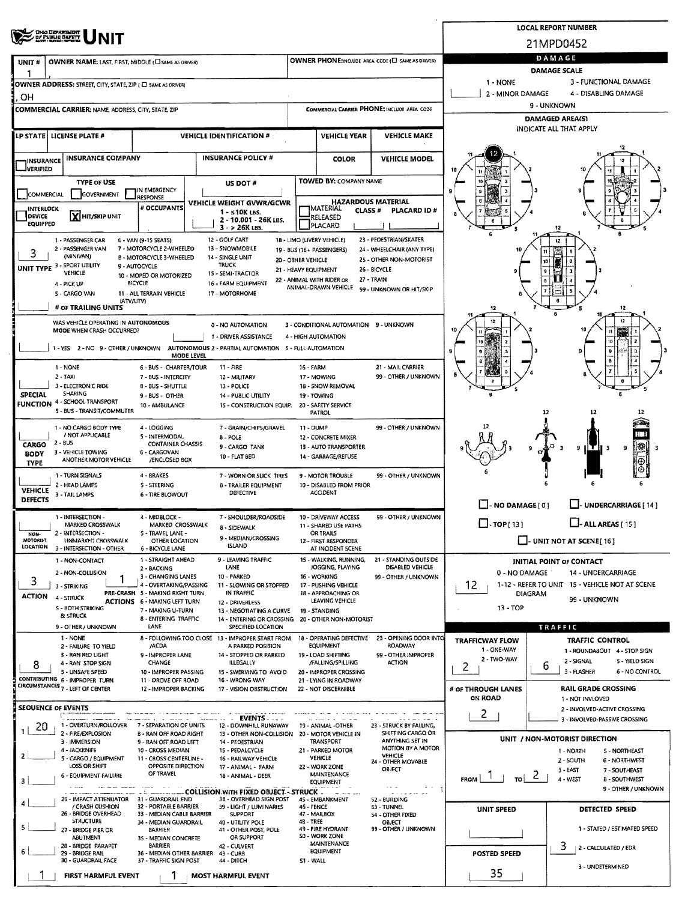# UNIT

**LOCAL REPORT NUMBER:** 21MPD0452

**UNIT #:** 1

**OWNER NAME:** LAST, FIRST, MIDDLE (☐ SAME AS DRIVER)

**OWNER PHONE:** INCLUDE AREA CODE (☐ SAME AS DRIVER)

**OWNER ADDRESS:** STREET, CITY, STATE, ZIP (☐ SAME AS DRIVER)

, OH

**COMMERCIAL CARRIER:** NAME, ADDRESS, CITY, STATE, ZIP

**COMMERCIAL CARRIER PHONE:** INCLUDE AREA CODE

| LP STATE | LICENSE PLATE # | VEHICLE IDENTIFICATION # | VEHICLE YEAR | VEHICLE MAKE |
|---|---|---|---|---|
| | | | | |

| INSURANCE VERIFIED | INSURANCE COMPANY | INSURANCE POLICY # | COLOR | VEHICLE MODEL |
|---|---|---|---|---|
| ☐ | | | | |

**TYPE OF USE:** ☐ COMMERCIAL ☐ GOVERNMENT ☐ IN EMERGENCY RESPONSE

**US DOT #:**

**TOWED BY:** COMPANY NAME

☐ INTERLOCK DEVICE EQUIPPED

☒ HIT/SKIP UNIT

**# OCCUPANTS:**

**VEHICLE WEIGHT GVWR/GCWR:** 1 - ≤10K LBS. 2 - 10.001 - 26K LBS. 3 - > 26K LBS.

**HAZARDOUS MATERIAL:** ☐ MATERIAL RELEASED ☐ PLACARD — CLASS # — PLACARD ID #

**UNIT TYPE:** 3

1 - PASSENGER CAR, 2 - PASSENGER VAN (MINIVAN), 3 - SPORT UTILITY VEHICLE, 4 - PICK UP, 5 - CARGO VAN, 6 - VAN (9-15 SEATS), 7 - MOTORCYCLE 2-WHEELED, 8 - MOTORCYCLE 3-WHEELED, 9 - AUTOCYCLE, 10 - MOPED OR MOTORIZED BICYCLE, 11 - ALL TERRAIN VEHICLE (ATV/UTV), 12 - GOLF CART, 13 - SNOWMOBILE, 14 - SINGLE UNIT TRUCK, 15 - SEMI-TRACTOR, 16 - FARM EQUIPMENT, 17 - MOTORHOME, 18 - LIMO (LIVERY VEHICLE), 19 - BUS (16+ PASSENGERS), 20 - OTHER VEHICLE, 21 - HEAVY EQUIPMENT, 22 - ANIMAL WITH RIDER OR ANIMAL-DRAWN VEHICLE, 23 - PEDESTRIAN/SKATER, 24 - WHEELCHAIR (ANY TYPE), 25 - OTHER NON-MOTORIST, 26 - BICYCLE, 27 - TRAIN, 99 - UNKNOWN OR HIT/SKIP

**# OF TRAILING UNITS:**

**WAS VEHICLE OPERATING IN AUTONOMOUS MODE WHEN CRASH OCCURRED?** 1 - YES 2 - NO 9 - OTHER / UNKNOWN

**AUTONOMOUS MODE LEVEL:** 0 - NO AUTOMATION, 1 - DRIVER ASSISTANCE, 2 - PARTIAL AUTOMATION, 3 - CONDITIONAL AUTOMATION, 4 - HIGH AUTOMATION, 5 - FULL AUTOMATION, 9 - UNKNOWN

**SPECIAL FUNCTION:**

1 - NONE, 2 - TAXI, 3 - ELECTRONIC RIDE SHARING, 4 - SCHOOL TRANSPORT, 5 - BUS - TRANSIT/COMMUTER, 6 - BUS - CHARTER/TOUR, 7 - BUS - INTERCITY, 8 - BUS - SHUTTLE, 9 - BUS - OTHER, 10 - AMBULANCE, 11 - FIRE, 12 - MILITARY, 13 - POLICE, 14 - PUBLIC UTILITY, 15 - CONSTRUCTION EQUIP., 16 - FARM, 17 - MOWING, 18 - SNOW REMOVAL, 19 - TOWING, 20 - SAFETY SERVICE PATROL, 21 - MAIL CARRIER, 99 - OTHER / UNKNOWN

**CARGO BODY TYPE:**

1 - NO CARGO BODY TYPE / NOT APPLICABLE, 2 - BUS, 3 - VEHICLE TOWING ANOTHER MOTOR VEHICLE, 4 - LOGGING, 5 - INTERMODAL CONTAINER CHASSIS, 6 - CARGOVAN /ENCLOSED BOX, 7 - GRAIN/CHIPS/GRAVEL, 8 - POLE, 9 - CARGO TANK, 10 - FLAT BED, 11 - DUMP, 12 - CONCRETE MIXER, 13 - AUTO TRANSPORTER, 14 - GARBAGE/REFUSE, 99 - OTHER / UNKNOWN

**VEHICLE DEFECTS:**

1 - TURN SIGNALS, 2 - HEAD LAMPS, 3 - TAIL LAMPS, 4 - BRAKES, 5 - STEERING, 6 - TIRE BLOWOUT, 7 - WORN OR SLICK TIRES, 8 - TRAILER EQUIPMENT DEFECTIVE, 9 - MOTOR TROUBLE, 10 - DISABLED FROM PRIOR ACCIDENT, 99 - OTHER / UNKNOWN

**NON-MOTORIST LOCATION:**

1 - INTERSECTION - MARKED CROSSWALK, 2 - INTERSECTION - UNMARKED CROSSWALK, 3 - INTERSECTION - OTHER, 4 - MIDBLOCK - MARKED CROSSWALK, 5 - TRAVEL LANE - OTHER LOCATION, 6 - BICYCLE LANE, 7 - SHOULDER/ROADSIDE, 8 - SIDEWALK, 9 - MEDIAN/CROSSING ISLAND, 10 - DRIVEWAY ACCESS, 11 - SHARED USE PATHS OR TRAILS, 12 - FIRST RESPONDER AT INCIDENT SCENE, 99 - OTHER / UNKNOWN

**ACTION:** 3

1 - NON-CONTACT, 2 - NON-COLLISION, 3 - STRIKING, 4 - STRUCK, 5 - BOTH STRIKING & STRUCK, 9 - OTHER / UNKNOWN

**PRE-CRASH ACTIONS:** 1

1 - STRAIGHT AHEAD, 2 - BACKING, 3 - CHANGING LANES, 4 - OVERTAKING/PASSING, 5 - MAKING RIGHT TURN, 6 - MAKING LEFT TURN, 7 - MAKING U-TURN, 8 - ENTERING TRAFFIC LANE, 9 - LEAVING TRAFFIC LANE, 10 - PARKED, 11 - SLOWING OR STOPPED IN TRAFFIC, 12 - DRIVERLESS, 13 - NEGOTIATING A CURVE, 14 - ENTERING OR CROSSING SPECIFIED LOCATION, 15 - WALKING, RUNNING, JOGGING, PLAYING, 16 - WORKING, 17 - PUSHING VEHICLE, 18 - APPROACHING OR LEAVING VEHICLE, 19 - STANDING, 20 - OTHER NON-MOTORIST, 21 - STANDING OUTSIDE DISABLED VEHICLE, 99 - OTHER / UNKNOWN

**CONTRIBUTING CIRCUMSTANCES:** 8

1 - NONE, 2 - FAILURE TO YIELD, 3 - RAN RED LIGHT, 4 - RAN STOP SIGN, 5 - UNSAFE SPEED, 6 - IMPROPER TURN, 7 - LEFT OF CENTER, 8 - FOLLOWING TOO CLOSE /ACDA, 9 - IMPROPER LANE CHANGE, 10 - IMPROPER PASSING, 11 - DROVE OFF ROAD, 12 - IMPROPER BACKING, 13 - IMPROPER START FROM A PARKED POSITION, 14 - STOPPED OR PARKED ILLEGALLY, 15 - SWERVING TO AVOID, 16 - WRONG WAY, 17 - VISION OBSTRUCTION, 18 - OPERATING DEFECTIVE EQUIPMENT, 19 - LOAD SHIFTING /FALLING/SPILLING, 20 - IMPROPER CROSSING, 21 - LYING IN ROADWAY, 22 - NOT DISCERNIBLE, 23 - OPENING DOOR INTO ROADWAY, 99 - OTHER IMPROPER ACTION

## SEQUENCE OF EVENTS

1: 20
2:
3:
4:
5:
6:

**EVENTS:** 1 - OVERTURN/ROLLOVER, 2 - FIRE/EXPLOSION, 3 - IMMERSION, 4 - JACKKNIFE, 5 - CARGO / EQUIPMENT LOSS OR SHIFT, 6 - EQUIPMENT FAILURE, 7 - SEPARATION OF UNITS, 8 - RAN OFF ROAD RIGHT, 9 - RAN OFF ROAD LEFT, 10 - CROSS MEDIAN, 11 - CROSS CENTERLINE - OPPOSITE DIRECTION OF TRAVEL, 12 - DOWNHILL RUNAWAY, 13 - OTHER NON-COLLISION, 14 - PEDESTRIAN, 15 - PEDALCYCLE, 16 - RAILWAY VEHICLE, 17 - ANIMAL - FARM, 18 - ANIMAL - DEER, 19 - ANIMAL - OTHER, 20 - MOTOR VEHICLE IN TRANSPORT, 21 - PARKED MOTOR VEHICLE, 22 - WORK ZONE MAINTENANCE EQUIPMENT, 23 - STRUCK BY FALLING, SHIFTING CARGO OR ANYTHING SET IN MOTION BY A MOTOR VEHICLE, 24 - OTHER MOVABLE OBJECT

**COLLISION WITH FIXED OBJECT - STRUCK:** 25 - IMPACT ATTENUATOR / CRASH CUSHION, 26 - BRIDGE OVERHEAD STRUCTURE, 27 - BRIDGE PIER OR ABUTMENT, 28 - BRIDGE PARAPET, 29 - BRIDGE RAIL, 30 - GUARDRAIL FACE, 31 - GUARDRAIL END, 32 - PORTABLE BARRIER, 33 - MEDIAN CABLE BARRIER, 34 - MEDIAN GUARDRAIL BARRIER, 35 - MEDIAN CONCRETE BARRIER, 36 - MEDIAN OTHER BARRIER, 37 - TRAFFIC SIGN POST, 38 - OVERHEAD SIGN POST, 39 - LIGHT / LUMINARIES SUPPORT, 40 - UTILITY POLE, 41 - OTHER POST, POLE OR SUPPORT, 42 - CULVERT, 43 - CURB, 44 - DITCH, 45 - EMBANKMENT, 46 - FENCE, 47 - MAILBOX, 48 - TREE, 49 - FIRE HYDRANT, 50 - WORK ZONE MAINTENANCE EQUIPMENT, 51 - WALL, 52 - BUILDING, 53 - TUNNEL, 54 - OTHER FIXED OBJECT, 99 - OTHER / UNKNOWN

**FIRST HARMFUL EVENT:** 1

**MOST HARMFUL EVENT:** 1

## DAMAGE

**DAMAGE SCALE:**

1 - NONE, 2 - MINOR DAMAGE, 3 - FUNCTIONAL DAMAGE, 4 - DISABLING DAMAGE, 9 - UNKNOWN

**DAMAGED AREA(S)** — INDICATE ALL THAT APPLY: 12

☐ - NO DAMAGE [0]  ☐ - UNDERCARRIAGE [14]  ☐ - TOP [13]  ☐ - ALL AREAS [15]  ☐ - UNIT NOT AT SCENE [16]

**INITIAL POINT OF CONTACT:** 12

0 - NO DAMAGE, 1-12 - REFER TO UNIT DIAGRAM, 13 - TOP, 14 - UNDERCARRIAGE, 15 - VEHICLE NOT AT SCENE, 99 - UNKNOWN

## TRAFFIC

**TRAFFICWAY FLOW:** 2 (1 - ONE-WAY, 2 - TWO-WAY)

**TRAFFIC CONTROL:** 6 (1 - ROUNDABOUT, 2 - SIGNAL, 3 - FLASHER, 4 - STOP SIGN, 5 - YIELD SIGN, 6 - NO CONTROL)

**# OF THROUGH LANES ON ROAD:** 2

**RAIL GRADE CROSSING:** 1 - NOT INVLOVED, 2 - INVOLVED-ACTIVE CROSSING, 3 - INVOLVED-PASSIVE CROSSING

**UNIT / NON-MOTORIST DIRECTION:** FROM 1 TO 2

1 - NORTH, 2 - SOUTH, 3 - EAST, 4 - WEST, 5 - NORTHEAST, 6 - NORTHWEST, 7 - SOUTHEAST, 8 - SOUTHWEST, 9 - OTHER / UNKNOWN

**UNIT SPEED:**

**POSTED SPEED:** 35

**DETECTED SPEED:** 3

1 - STATED / ESTIMATED SPEED, 2 - CALCULATED / EDR, 3 - UNDETERMINED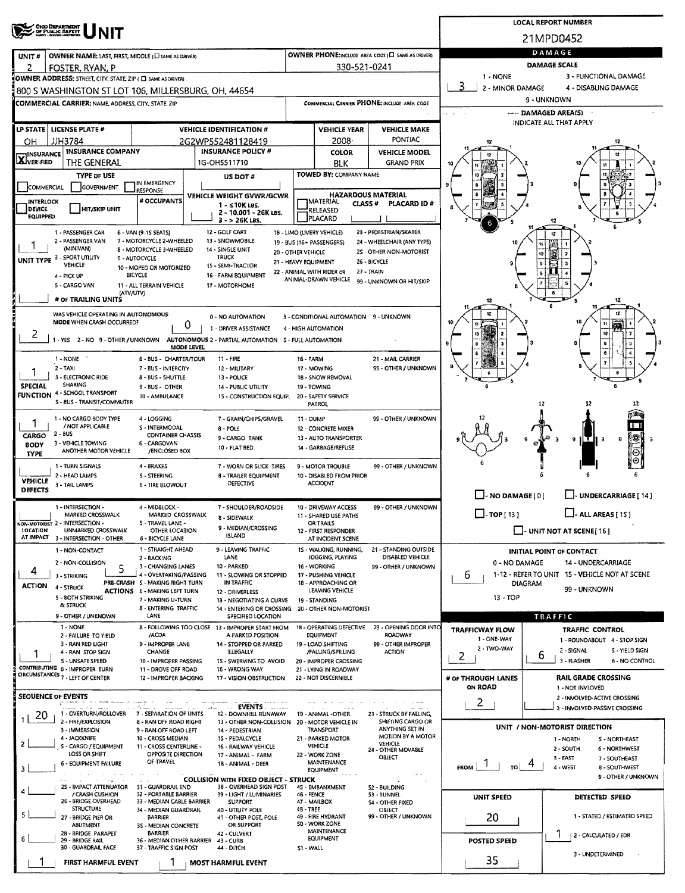# OHIO DEPARTMENT OF PUBLIC SAFETY UNIT

**LOCAL REPORT NUMBER:** 21MPD0452

| UNIT # | OWNER NAME: LAST, FIRST, MIDDLE (☐ SAME AS DRIVER) | OWNER PHONE: INCLUDE AREA CODE (☐ SAME AS DRIVER) |
|---|---|---|
| 2 | FOSTER, RYAN, P | 330-521-0241 |

**OWNER ADDRESS:** STREET, CITY, STATE, ZIP (☐ SAME AS DRIVER)
800 S WASHINGTON ST LOT 106, MILLERSBURG, OH, 44654

**COMMERCIAL CARRIER:** NAME, ADDRESS, CITY, STATE, ZIP

**COMMERCIAL CARRIER PHONE:** INCLUDE AREA CODE

| LP STATE | LICENSE PLATE # | VEHICLE IDENTIFICATION # | VEHICLE YEAR | VEHICLE MAKE |
|---|---|---|---|---|
| OH | JJH3784 | 2G2WP552481128419 | 2008 | PONTIAC |

| ☒ INSURANCE VERIFIED | INSURANCE COMPANY | INSURANCE POLICY # | COLOR | VEHICLE MODEL |
|---|---|---|---|---|
| | THE GENERAL | 1G-OH5511710 | BLK | GRAND PRIX |

**TYPE OF USE:** ☐ COMMERCIAL ☐ GOVERNMENT ☐ IN EMERGENCY RESPONSE

**US DOT #**

**TOWED BY:** COMPANY NAME

☐ INTERLOCK DEVICE EQUIPPED ☐ HIT/SKIP UNIT

**# OCCUPANTS**

**VEHICLE WEIGHT GVWR/GCWR:** 1 - ≤10K LBS. 2 - 10.001 - 26K LBS. 3 - > 26K LBS.

**HAZARDOUS MATERIAL:** ☐ MATERIAL RELEASED ☐ PLACARD — CLASS # — PLACARD ID #

**UNIT TYPE:** 1
1 - PASSENGER CAR, 2 - PASSENGER VAN (MINIVAN), 3 - SPORT UTILITY VEHICLE, 4 - PICK UP, 5 - CARGO VAN, 6 - VAN (9-15 SEATS), 7 - MOTORCYCLE 2-WHEELED, 8 - MOTORCYCLE 3-WHEELED, 9 - AUTOCYCLE, 10 - MOPED OR MOTORIZED BICYCLE, 11 - ALL TERRAIN VEHICLE (ATV/UTV), 12 - GOLF CART, 13 - SNOWMOBILE, 14 - SINGLE UNIT TRUCK, 15 - SEMI-TRACTOR, 16 - FARM EQUIPMENT, 17 - MOTORHOME, 18 - LIMO (LIVERY VEHICLE), 19 - BUS (16+ PASSENGERS), 20 - OTHER VEHICLE, 21 - HEAVY EQUIPMENT, 22 - ANIMAL WITH RIDER OR ANIMAL-DRAWN VEHICLE, 23 - PEDESTRIAN/SKATER, 24 - WHEELCHAIR (ANY TYPE), 25 - OTHER NON-MOTORIST, 26 - BICYCLE, 27 - TRAIN, 99 - UNKNOWN OR HIT/SKIP

**# OF TRAILING UNITS:**

**WAS VEHICLE OPERATING IN AUTONOMOUS MODE WHEN CRASH OCCURRED?** 2
1 - YES, 2 - NO, 9 - OTHER / UNKNOWN

**AUTONOMOUS MODE LEVEL:** 0
0 - NO AUTOMATION, 1 - DRIVER ASSISTANCE, 2 - PARTIAL AUTOMATION, 3 - CONDITIONAL AUTOMATION, 4 - HIGH AUTOMATION, 5 - FULL AUTOMATION, 9 - UNKNOWN

**SPECIAL FUNCTION:** 1
1 - NONE, 2 - TAXI, 3 - ELECTRONIC RIDE SHARING, 4 - SCHOOL TRANSPORT, 5 - BUS - TRANSIT/COMMUTER, 6 - BUS - CHARTER/TOUR, 7 - BUS - INTERCITY, 8 - BUS - SHUTTLE, 9 - BUS - OTHER, 10 - AMBULANCE, 11 - FIRE, 12 - MILITARY, 13 - POLICE, 14 - PUBLIC UTILITY, 15 - CONSTRUCTION EQUIP., 16 - FARM, 17 - MOWING, 18 - SNOW REMOVAL, 19 - TOWING, 20 - SAFETY SERVICE PATROL, 21 - MAIL CARRIER, 99 - OTHER / UNKNOWN

**CARGO BODY TYPE:** 1
1 - NO CARGO BODY TYPE / NOT APPLICABLE, 2 - BUS, 3 - VEHICLE TOWING ANOTHER MOTOR VEHICLE, 4 - LOGGING, 5 - INTERMODAL CONTAINER CHASSIS, 6 - CARGOVAN /ENCLOSED BOX, 7 - GRAIN/CHIPS/GRAVEL, 8 - POLE, 9 - CARGO TANK, 10 - FLAT BED, 11 - DUMP, 12 - CONCRETE MIXER, 13 - AUTO TRANSPORTER, 14 - GARBAGE/REFUSE, 99 - OTHER / UNKNOWN

**VEHICLE DEFECTS:**
1 - TURN SIGNALS, 2 - HEAD LAMPS, 3 - TAIL LAMPS, 4 - BRAKES, 5 - STEERING, 6 - TIRE BLOWOUT, 7 - WORN OR SLICK TIRES, 8 - TRAILER EQUIPMENT DEFECTIVE, 9 - MOTOR TROUBLE, 10 - DISABLED FROM PRIOR ACCIDENT, 99 - OTHER / UNKNOWN

**NON-MOTORIST LOCATION AT IMPACT:**
1 - INTERSECTION - MARKED CROSSWALK, 2 - INTERSECTION - UNMARKED CROSSWALK, 3 - INTERSECTION - OTHER, 4 - MIDBLOCK - MARKED CROSSWALK, 5 - TRAVEL LANE - OTHER LOCATION, 6 - BICYCLE LANE, 7 - SHOULDER/ROADSIDE, 8 - SIDEWALK, 9 - MEDIAN/CROSSING ISLAND, 10 - DRIVEWAY ACCESS, 11 - SHARED USE PATHS OR TRAILS, 12 - FIRST RESPONDER AT INCIDENT SCENE, 99 - OTHER / UNKNOWN

**ACTION:** 4
1 - NON-CONTACT, 2 - NON-COLLISION, 3 - STRIKING, 4 - STRUCK, 5 - BOTH STRIKING & STRUCK, 9 - OTHER / UNKNOWN

**PRE-CRASH ACTIONS:** 5
1 - STRAIGHT AHEAD, 2 - BACKING, 3 - CHANGING LANES, 4 - OVERTAKING/PASSING, 5 - MAKING RIGHT TURN, 6 - MAKING LEFT TURN, 7 - MAKING U-TURN, 8 - ENTERING TRAFFIC LANE, 9 - LEAVING TRAFFIC LANE, 10 - PARKED, 11 - SLOWING OR STOPPED IN TRAFFIC, 12 - DRIVERLESS, 13 - NEGOTIATING A CURVE, 14 - ENTERING OR CROSSING SPECIFIED LOCATION, 15 - WALKING, RUNNING, JOGGING, PLAYING, 16 - WORKING, 17 - PUSHING VEHICLE, 18 - APPROACHING OR LEAVING VEHICLE, 19 - STANDING, 20 - OTHER NON-MOTORIST, 21 - STANDING OUTSIDE DISABLED VEHICLE, 99 - OTHER / UNKNOWN

**CONTRIBUTING CIRCUMSTANCES:** 1
1 - NONE, 2 - FAILURE TO YIELD, 3 - RAN RED LIGHT, 4 - RAN STOP SIGN, 5 - UNSAFE SPEED, 6 - IMPROPER TURN, 7 - LEFT OF CENTER, 8 - FOLLOWING TOO CLOSE /ACDA, 9 - IMPROPER LANE CHANGE, 10 - IMPROPER PASSING, 11 - DROVE OFF ROAD, 12 - IMPROPER BACKING, 13 - IMPROPER START FROM A PARKED POSITION, 14 - STOPPED OR PARKED ILLEGALLY, 15 - SWERVING TO AVOID, 16 - WRONG WAY, 17 - VISION OBSTRUCTION, 18 - OPERATING DEFECTIVE EQUIPMENT, 19 - LOAD SHIFTING /FALLING/SPILLING, 20 - IMPROPER CROSSING, 21 - LYING IN ROADWAY, 22 - NOT DISCERNIBLE, 23 - OPENING DOOR INTO ROADWAY, 99 - OTHER IMPROPER ACTION

**SEQUENCE OF EVENTS:**
1: 20
2:
3:
4:
5:
6:

**EVENTS:** 1 - OVERTURN/ROLLOVER, 2 - FIRE/EXPLOSION, 3 - IMMERSION, 4 - JACKKNIFE, 5 - CARGO / EQUIPMENT LOSS OR SHIFT, 6 - EQUIPMENT FAILURE, 7 - SEPARATION OF UNITS, 8 - RAN OFF ROAD RIGHT, 9 - RAN OFF ROAD LEFT, 10 - CROSS MEDIAN, 11 - CROSS CENTERLINE - OPPOSITE DIRECTION OF TRAVEL, 12 - DOWNHILL RUNAWAY, 13 - OTHER NON-COLLISION, 14 - PEDESTRIAN, 15 - PEDALCYCLE, 16 - RAILWAY VEHICLE, 17 - ANIMAL - FARM, 18 - ANIMAL - DEER, 19 - ANIMAL -OTHER, 20 - MOTOR VEHICLE IN TRANSPORT, 21 - PARKED MOTOR VEHICLE, 22 - WORK ZONE MAINTENANCE EQUIPMENT, 23 - STRUCK BY FALLING, SHIFTING CARGO OR ANYTHING SET IN MOTION BY A MOTOR VEHICLE, 24 - OTHER MOVABLE OBJECT

**COLLISION WITH FIXED OBJECT - STRUCK:** 25 - IMPACT ATTENUATOR / CRASH CUSHION, 26 - BRIDGE OVERHEAD STRUCTURE, 27 - BRIDGE PIER OR ABUTMENT, 28 - BRIDGE PARAPET, 29 - BRIDGE RAIL, 30 - GUARDRAIL FACE, 31 - GUARDRAIL END, 32 - PORTABLE BARRIER, 33 - MEDIAN CABLE BARRIER, 34 - MEDIAN GUARDRAIL BARRIER, 35 - MEDIAN CONCRETE BARRIER, 36 - MEDIAN OTHER BARRIER, 37 - TRAFFIC SIGN POST, 38 - OVERHEAD SIGN POST, 39 - LIGHT / LUMINARIES SUPPORT, 40 - UTILITY POLE, 41 - OTHER POST, POLE OR SUPPORT, 42 - CULVERT, 43 - CURB, 44 - DITCH, 45 - EMBANKMENT, 46 - FENCE, 47 - MAILBOX, 48 - TREE, 49 - FIRE HYDRANT, 50 - WORK ZONE MAINTENANCE EQUIPMENT, 51 - WALL, 52 - BUILDING, 53 - TUNNEL, 54 - OTHER FIXED OBJECT, 99 - OTHER / UNKNOWN

**FIRST HARMFUL EVENT:** 1 **MOST HARMFUL EVENT:** 1

## DAMAGE

**DAMAGE SCALE:** 3
1 - NONE, 2 - MINOR DAMAGE, 3 - FUNCTIONAL DAMAGE, 4 - DISABLING DAMAGE, 9 - UNKNOWN

**DAMAGED AREA(S)** — INDICATE ALL THAT APPLY: 6

☐ - NO DAMAGE [0] ☐ - UNDERCARRIAGE [14] ☐ - TOP [13] ☐ - ALL AREAS [15] ☐ - UNIT NOT AT SCENE [16]

**INITIAL POINT OF CONTACT:** 6
0 - NO DAMAGE, 1-12 - REFER TO UNIT DIAGRAM, 13 - TOP, 14 - UNDERCARRIAGE, 15 - VEHICLE NOT AT SCENE, 99 - UNKNOWN

## TRAFFIC

**TRAFFICWAY FLOW:** 2
1 - ONE-WAY, 2 - TWO-WAY

**TRAFFIC CONTROL:** 6
1 - ROUNDABOUT, 2 - SIGNAL, 3 - FLASHER, 4 - STOP SIGN, 5 - YIELD SIGN, 6 - NO CONTROL

**# OF THROUGH LANES ON ROAD:** 2

**RAIL GRADE CROSSING:**
1 - NOT INVLOVED, 2 - INVOLVED-ACTIVE CROSSING, 3 - INVOLVED-PASSIVE CROSSING

**UNIT / NON-MOTORIST DIRECTION:** FROM 1 TO 4
1 - NORTH, 2 - SOUTH, 3 - EAST, 4 - WEST, 5 - NORTHEAST, 6 - NORTHWEST, 7 - SOUTHEAST, 8 - SOUTHWEST, 9 - OTHER / UNKNOWN

**UNIT SPEED:** 20

**POSTED SPEED:** 35

**DETECTED SPEED:** 1
1 - STATED / ESTIMATED SPEED, 2 - CALCULATED / EDR, 3 - UNDETERMINED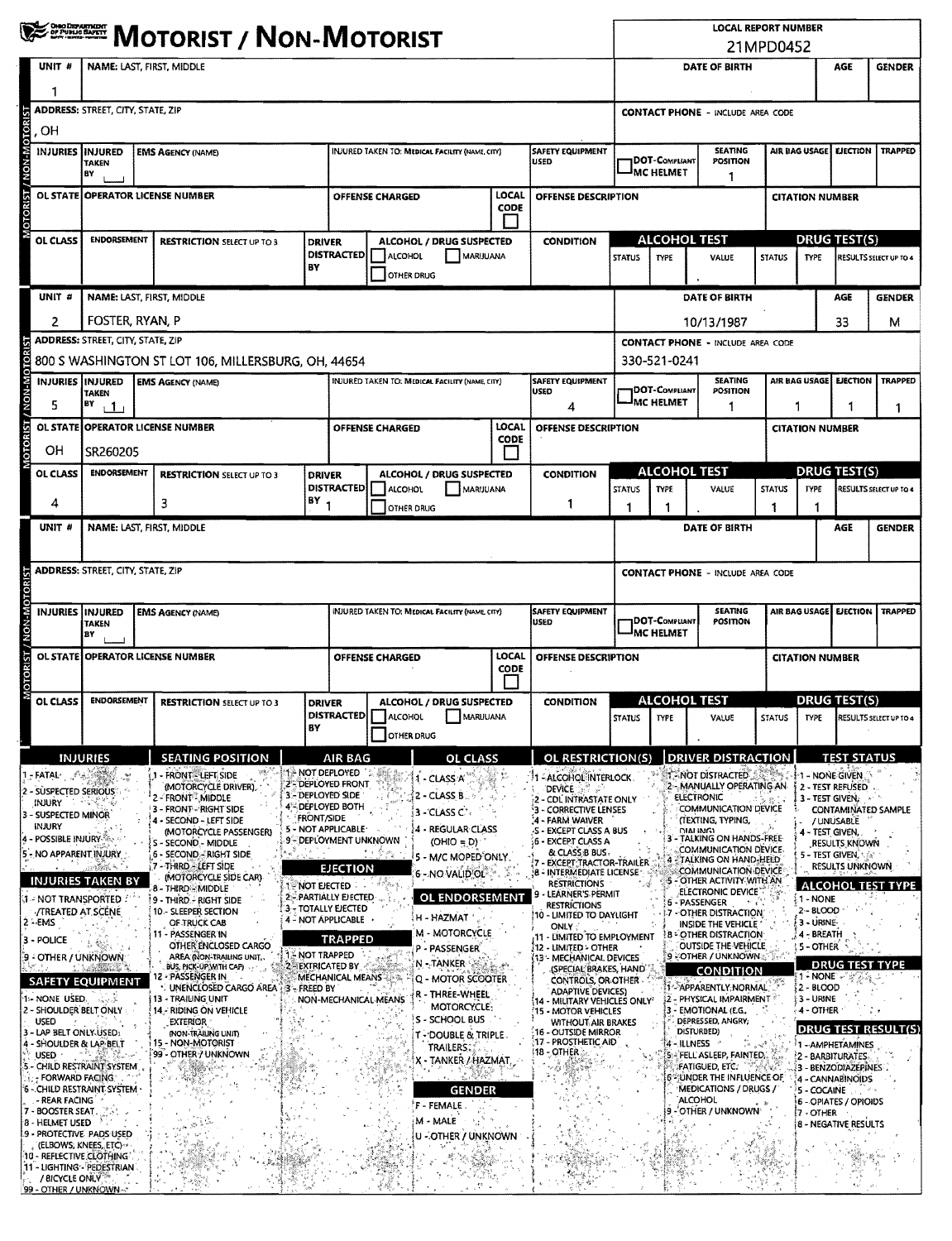# MOTORIST / NON-MOTORIST

**LOCAL REPORT NUMBER:** 21MPD0452

## Unit 1

| UNIT # | NAME: LAST, FIRST, MIDDLE | DATE OF BIRTH | AGE | GENDER |
|---|---|---|---|---|
| 1 | | | | |

| ADDRESS: STREET, CITY, STATE, ZIP | CONTACT PHONE - INCLUDE AREA CODE |
|---|---|
| , OH | |

| INJURIES | INJURED TAKEN BY | EMS AGENCY (NAME) | INJURED TAKEN TO: MEDICAL FACILITY (NAME, CITY) | SAFETY EQUIPMENT USED | DOT-COMPLIANT MC HELMET | SEATING POSITION | AIR BAG USAGE | EJECTION | TRAPPED |
|---|---|---|---|---|---|---|---|---|---|
| | | | | | | 1 | | | |

| OL STATE | OPERATOR LICENSE NUMBER | OFFENSE CHARGED | LOCAL CODE | OFFENSE DESCRIPTION | CITATION NUMBER |
|---|---|---|---|---|---|
| | | | | | |

| OL CLASS | ENDORSEMENT | RESTRICTION SELECT UP TO 3 | DRIVER DISTRACTED BY | ALCOHOL / DRUG SUSPECTED | CONDITION | ALCOHOL TEST STATUS | ALCOHOL TEST TYPE | ALCOHOL TEST VALUE | DRUG TEST(S) STATUS | DRUG TEST(S) TYPE | RESULTS SELECT UP TO 4 |
|---|---|---|---|---|---|---|---|---|---|---|---|
| | | | | ☐ ALCOHOL ☐ MARIJUANA ☐ OTHER DRUG | | | | | | | |

## Unit 2

| UNIT # | NAME: LAST, FIRST, MIDDLE | DATE OF BIRTH | AGE | GENDER |
|---|---|---|---|---|
| 2 | FOSTER, RYAN, P | 10/13/1987 | 33 | M |

| ADDRESS: STREET, CITY, STATE, ZIP | CONTACT PHONE - INCLUDE AREA CODE |
|---|---|
| 800 S WASHINGTON ST LOT 106, MILLERSBURG, OH, 44654 | 330-521-0241 |

| INJURIES | INJURED TAKEN BY | EMS AGENCY (NAME) | INJURED TAKEN TO: MEDICAL FACILITY (NAME, CITY) | SAFETY EQUIPMENT USED | DOT-COMPLIANT MC HELMET | SEATING POSITION | AIR BAG USAGE | EJECTION | TRAPPED |
|---|---|---|---|---|---|---|---|---|---|
| 5 | 1 | | | 4 | | 1 | 1 | 1 | 1 |

| OL STATE | OPERATOR LICENSE NUMBER | OFFENSE CHARGED | LOCAL CODE | OFFENSE DESCRIPTION | CITATION NUMBER |
|---|---|---|---|---|---|
| OH | SR260205 | | | | |

| OL CLASS | ENDORSEMENT | RESTRICTION SELECT UP TO 3 | DRIVER DISTRACTED BY | ALCOHOL / DRUG SUSPECTED | CONDITION | ALCOHOL TEST STATUS | ALCOHOL TEST TYPE | ALCOHOL TEST VALUE | DRUG TEST(S) STATUS | DRUG TEST(S) TYPE | RESULTS SELECT UP TO 4 |
|---|---|---|---|---|---|---|---|---|---|---|---|
| 4 | | 3 | 1 | ☐ ALCOHOL ☐ MARIJUANA ☐ OTHER DRUG | 1 | 1 | 1 | . | 1 | 1 | |

## Unit (blank)

| UNIT # | NAME: LAST, FIRST, MIDDLE | DATE OF BIRTH | AGE | GENDER |
|---|---|---|---|---|
| | | | | |

| ADDRESS: STREET, CITY, STATE, ZIP | CONTACT PHONE - INCLUDE AREA CODE |
|---|---|
| | |

| INJURIES | INJURED TAKEN BY | EMS AGENCY (NAME) | INJURED TAKEN TO: MEDICAL FACILITY (NAME, CITY) | SAFETY EQUIPMENT USED | DOT-COMPLIANT MC HELMET | SEATING POSITION | AIR BAG USAGE | EJECTION | TRAPPED |
|---|---|---|---|---|---|---|---|---|---|
| | | | | | | | | | |

| OL STATE | OPERATOR LICENSE NUMBER | OFFENSE CHARGED | LOCAL CODE | OFFENSE DESCRIPTION | CITATION NUMBER |
|---|---|---|---|---|---|
| | | | | | |

| OL CLASS | ENDORSEMENT | RESTRICTION SELECT UP TO 3 | DRIVER DISTRACTED BY | ALCOHOL / DRUG SUSPECTED | CONDITION | ALCOHOL TEST STATUS | ALCOHOL TEST TYPE | ALCOHOL TEST VALUE | DRUG TEST(S) STATUS | DRUG TEST(S) TYPE | RESULTS SELECT UP TO 4 |
|---|---|---|---|---|---|---|---|---|---|---|---|
| | | | | ☐ ALCOHOL ☐ MARIJUANA ☐ OTHER DRUG | | | | . | | | |

## Codes

**INJURIES**
1 - FATAL
2 - SUSPECTED SERIOUS INJURY
3 - SUSPECTED MINOR INJURY
4 - POSSIBLE INJURY
5 - NO APPARENT INJURY

**INJURIES TAKEN BY**
1 - NOT TRANSPORTED /TREATED AT SCENE
2 - EMS
3 - POLICE
9 - OTHER / UNKNOWN

**SAFETY EQUIPMENT**
1 - NONE USED
2 - SHOULDER BELT ONLY USED
3 - LAP BELT ONLY USED
4 - SHOULDER & LAP BELT USED
5 - CHILD RESTRAINT SYSTEM - FORWARD FACING
6 - CHILD RESTRAINT SYSTEM - REAR FACING
7 - BOOSTER SEAT
8 - HELMET USED
9 - PROTECTIVE PADS USED (ELBOWS, KNEES, ETC)
10 - REFLECTIVE CLOTHING
11 - LIGHTING - PEDESTRIAN / BICYCLE ONLY
99 - OTHER / UNKNOWN

**SEATING POSITION**
1 - FRONT - LEFT SIDE (MOTORCYCLE DRIVER)
2 - FRONT - MIDDLE
3 - FRONT - RIGHT SIDE
4 - SECOND - LEFT SIDE (MOTORCYCLE PASSENGER)
5 - SECOND - MIDDLE
6 - SECOND - RIGHT SIDE
7 - THIRD - LEFT SIDE (MOTORCYCLE SIDE CAR)
8 - THIRD - MIDDLE
9 - THIRD - RIGHT SIDE
10 - SLEEPER SECTION OF TRUCK CAB
11 - PASSENGER IN OTHER ENCLOSED CARGO AREA (NON-TRAILING UNIT, BUS, PICK-UP WITH CAP)
12 - PASSENGER IN UNENCLOSED CARGO AREA
13 - TRAILING UNIT
14 - RIDING ON VEHICLE EXTERIOR (NON-TRAILING UNIT)
15 - NON-MOTORIST
99 - OTHER / UNKNOWN

**AIR BAG**
1 - NOT DEPLOYED
2 - DEPLOYED FRONT
3 - DEPLOYED SIDE
4 - DEPLOYED BOTH FRONT/SIDE
5 - NOT APPLICABLE
9 - DEPLOYMENT UNKNOWN

**EJECTION**
1 - NOT EJECTED
2 - PARTIALLY EJECTED
3 - TOTALLY EJECTED
4 - NOT APPLICABLE

**TRAPPED**
1 - NOT TRAPPED
2 - EXTRICATED BY MECHANICAL MEANS
3 - FREED BY NON-MECHANICAL MEANS

**OL CLASS**
1 - CLASS A
2 - CLASS B
3 - CLASS C
4 - REGULAR CLASS (OHIO = D)
5 - M/C MOPED ONLY
6 - NO VALID OL

**OL ENDORSEMENT**
H - HAZMAT
M - MOTORCYCLE
P - PASSENGER
N - TANKER
Q - MOTOR SCOOTER
R - THREE-WHEEL MOTORCYCLE
S - SCHOOL BUS
T - DOUBLE & TRIPLE TRAILERS
X - TANKER / HAZMAT

**GENDER**
F - FEMALE
M - MALE
U - OTHER / UNKNOWN

**OL RESTRICTION(S)**
1 - ALCOHOL INTERLOCK DEVICE
2 - CDL INTRASTATE ONLY
3 - CORRECTIVE LENSES
4 - FARM WAIVER
5 - EXCEPT CLASS A BUS
6 - EXCEPT CLASS A & CLASS B BUS
7 - EXCEPT TRACTOR-TRAILER
8 - INTERMEDIATE LICENSE RESTRICTIONS
9 - LEARNER'S PERMIT RESTRICTIONS
10 - LIMITED TO DAYLIGHT ONLY
11 - LIMITED TO EMPLOYMENT
12 - LIMITED - OTHER
13 - MECHANICAL DEVICES (SPECIAL BRAKES, HAND CONTROLS, OR OTHER ADAPTIVE DEVICES)
14 - MILITARY VEHICLES ONLY
15 - MOTOR VEHICLES WITHOUT AIR BRAKES
16 - OUTSIDE MIRROR
17 - PROSTHETIC AID
18 - OTHER

**DRIVER DISTRACTION**
1 - NOT DISTRACTED
2 - MANUALLY OPERATING AN ELECTRONIC COMMUNICATION DEVICE (TEXTING, TYPING, DIALING)
3 - TALKING ON HANDS-FREE COMMUNICATION DEVICE
4 - TALKING ON HAND-HELD COMMUNICATION DEVICE
5 - OTHER ACTIVITY WITH AN ELECTRONIC DEVICE
6 - PASSENGER
7 - OTHER DISTRACTION INSIDE THE VEHICLE
8 - OTHER DISTRACTION OUTSIDE THE VEHICLE
9 - OTHER / UNKNOWN

**CONDITION**
1 - APPARENTLY NORMAL
2 - PHYSICAL IMPAIRMENT
3 - EMOTIONAL (E.G., DEPRESSED, ANGRY, DISTURBED)
4 - ILLNESS
5 - FELL ASLEEP, FAINTED, FATIGUED, ETC.
6 - UNDER THE INFLUENCE OF MEDICATIONS / DRUGS / ALCOHOL
9 - OTHER / UNKNOWN

**TEST STATUS**
1 - NONE GIVEN
2 - TEST REFUSED
3 - TEST GIVEN, CONTAMINATED SAMPLE / UNUSABLE
4 - TEST GIVEN, RESULTS KNOWN
5 - TEST GIVEN, RESULTS UNKNOWN

**ALCOHOL TEST TYPE**
1 - NONE
2 - BLOOD
3 - URINE
4 - BREATH
5 - OTHER

**DRUG TEST TYPE**
1 - NONE
2 - BLOOD
3 - URINE
4 - OTHER

**DRUG TEST RESULT(S)**
1 - AMPHETAMINES
2 - BARBITURATES
3 - BENZODIAZEPINES
4 - CANNABINOIDS
5 - COCAINE
6 - OPIATES / OPIOIDS
7 - OTHER
8 - NEGATIVE RESULTS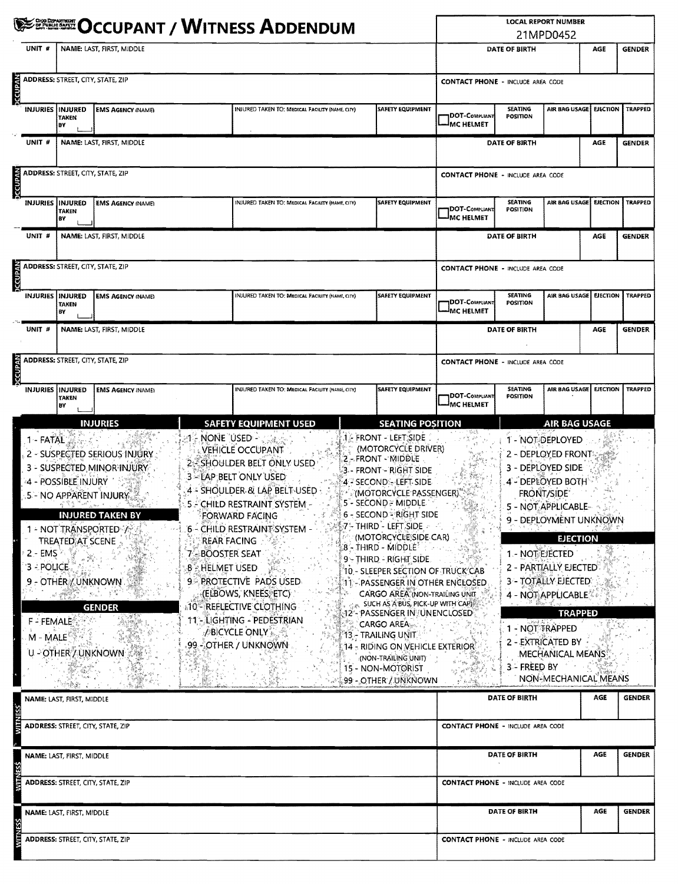# OCCUPANT / WITNESS ADDENDUM

LOCAL REPORT NUMBER: 21MPD0452

## OCCUPANT

| UNIT # | NAME: LAST, FIRST, MIDDLE | DATE OF BIRTH | AGE | GENDER |
|---|---|---|---|---|
| | | | | |

| ADDRESS: STREET, CITY, STATE, ZIP | CONTACT PHONE - INCLUDE AREA CODE |
|---|---|
| | |

| INJURIES | INJURED TAKEN BY | EMS AGENCY (NAME) | INJURED TAKEN TO: MEDICAL FACILITY (NAME, CITY) | SAFETY EQUIPMENT | DOT-COMPLIANT MC HELMET | SEATING POSITION | AIR BAG USAGE | EJECTION | TRAPPED |
|---|---|---|---|---|---|---|---|---|---|
| | | | | | | | | | |

## OCCUPANT

| UNIT # | NAME: LAST, FIRST, MIDDLE | DATE OF BIRTH | AGE | GENDER |
|---|---|---|---|---|
| | | | | |

| ADDRESS: STREET, CITY, STATE, ZIP | CONTACT PHONE - INCLUDE AREA CODE |
|---|---|
| | |

| INJURIES | INJURED TAKEN BY | EMS AGENCY (NAME) | INJURED TAKEN TO: MEDICAL FACILITY (NAME, CITY) | SAFETY EQUIPMENT | DOT-COMPLIANT MC HELMET | SEATING POSITION | AIR BAG USAGE | EJECTION | TRAPPED |
|---|---|---|---|---|---|---|---|---|---|
| | | | | | | | | | |

## OCCUPANT

| UNIT # | NAME: LAST, FIRST, MIDDLE | DATE OF BIRTH | AGE | GENDER |
|---|---|---|---|---|
| | | | | |

| ADDRESS: STREET, CITY, STATE, ZIP | CONTACT PHONE - INCLUDE AREA CODE |
|---|---|
| | |

| INJURIES | INJURED TAKEN BY | EMS AGENCY (NAME) | INJURED TAKEN TO: MEDICAL FACILITY (NAME, CITY) | SAFETY EQUIPMENT | DOT-COMPLIANT MC HELMET | SEATING POSITION | AIR BAG USAGE | EJECTION | TRAPPED |
|---|---|---|---|---|---|---|---|---|---|
| | | | | | | | | | |

## OCCUPANT

| UNIT # | NAME: LAST, FIRST, MIDDLE | DATE OF BIRTH | AGE | GENDER |
|---|---|---|---|---|
| | | | | |

| ADDRESS: STREET, CITY, STATE, ZIP | CONTACT PHONE - INCLUDE AREA CODE |
|---|---|
| | |

| INJURIES | INJURED TAKEN BY | EMS AGENCY (NAME) | INJURED TAKEN TO: MEDICAL FACILITY (NAME, CITY) | SAFETY EQUIPMENT | DOT-COMPLIANT MC HELMET | SEATING POSITION | AIR BAG USAGE | EJECTION | TRAPPED |
|---|---|---|---|---|---|---|---|---|---|
| | | | | | | | | | |

### INJURIES
- 1 - FATAL
- 2 - SUSPECTED SERIOUS INJURY
- 3 - SUSPECTED MINOR INJURY
- 4 - POSSIBLE INJURY
- 5 - NO APPARENT INJURY

### INJURED TAKEN BY
- 1 - NOT TRANSPORTED / TREATED AT SCENE
- 2 - EMS
- 3 - POLICE
- 9 - OTHER / UNKNOWN

### GENDER
- F - FEMALE
- M - MALE
- U - OTHER / UNKNOWN

### SAFETY EQUIPMENT USED
- 1 - NONE USED - VEHICLE OCCUPANT
- 2 - SHOULDER BELT ONLY USED
- 3 - LAP BELT ONLY USED
- 4 - SHOULDER & LAP BELT USED
- 5 - CHILD RESTRAINT SYSTEM - FORWARD FACING
- 6 - CHILD RESTRAINT SYSTEM - REAR FACING
- 7 - BOOSTER SEAT
- 8 - HELMET USED
- 9 - PROTECTIVE PADS USED (ELBOWS, KNEES, ETC)
- 10 - REFLECTIVE CLOTHING
- 11 - LIGHTING - PEDESTRIAN / BICYCLE ONLY
- 99 - OTHER / UNKNOWN

### SEATING POSITION
- 1 - FRONT - LEFT SIDE (MOTORCYCLE DRIVER)
- 2 - FRONT - MIDDLE
- 3 - FRONT - RIGHT SIDE
- 4 - SECOND - LEFT SIDE (MOTORCYCLE PASSENGER)
- 5 - SECOND - MIDDLE
- 6 - SECOND - RIGHT SIDE
- 7 - THIRD - LEFT SIDE (MOTORCYCLE SIDE CAR)
- 8 - THIRD - MIDDLE
- 9 - THIRD - RIGHT SIDE
- 10 - SLEEPER SECTION OF TRUCK CAB
- 11 - PASSENGER IN OTHER ENCLOSED CARGO AREA (NON-TRAILING UNIT SUCH AS A BUS, PICK-UP WITH CAP)
- 12 - PASSENGER IN UNENCLOSED CARGO AREA
- 13 - TRAILING UNIT
- 14 - RIDING ON VEHICLE EXTERIOR (NON-TRAILING UNIT)
- 15 - NON-MOTORIST
- 99 - OTHER / UNKNOWN

### AIR BAG USAGE
- 1 - NOT DEPLOYED
- 2 - DEPLOYED FRONT
- 3 - DEPLOYED SIDE
- 4 - DEPLOYED BOTH FRONT/SIDE
- 5 - NOT APPLICABLE
- 9 - DEPLOYMENT UNKNOWN

### EJECTION
- 1 - NOT EJECTED
- 2 - PARTIALLY EJECTED
- 3 - TOTALLY EJECTED
- 4 - NOT APPLICABLE

### TRAPPED
- 1 - NOT TRAPPED
- 2 - EXTRICATED BY MECHANICAL MEANS
- 3 - FREED BY NON-MECHANICAL MEANS

## WITNESS

| NAME: LAST, FIRST, MIDDLE | DATE OF BIRTH | AGE | GENDER |
|---|---|---|---|
| | | | |

| ADDRESS: STREET, CITY, STATE, ZIP | CONTACT PHONE - INCLUDE AREA CODE |
|---|---|
| | |

## WITNESS

| NAME: LAST, FIRST, MIDDLE | DATE OF BIRTH | AGE | GENDER |
|---|---|---|---|
| | | | |

| ADDRESS: STREET, CITY, STATE, ZIP | CONTACT PHONE - INCLUDE AREA CODE |
|---|---|
| | |

## WITNESS

| NAME: LAST, FIRST, MIDDLE | DATE OF BIRTH | AGE | GENDER |
|---|---|---|---|
| | | | |

| ADDRESS: STREET, CITY, STATE, ZIP | CONTACT PHONE - INCLUDE AREA CODE |
|---|---|
| | |